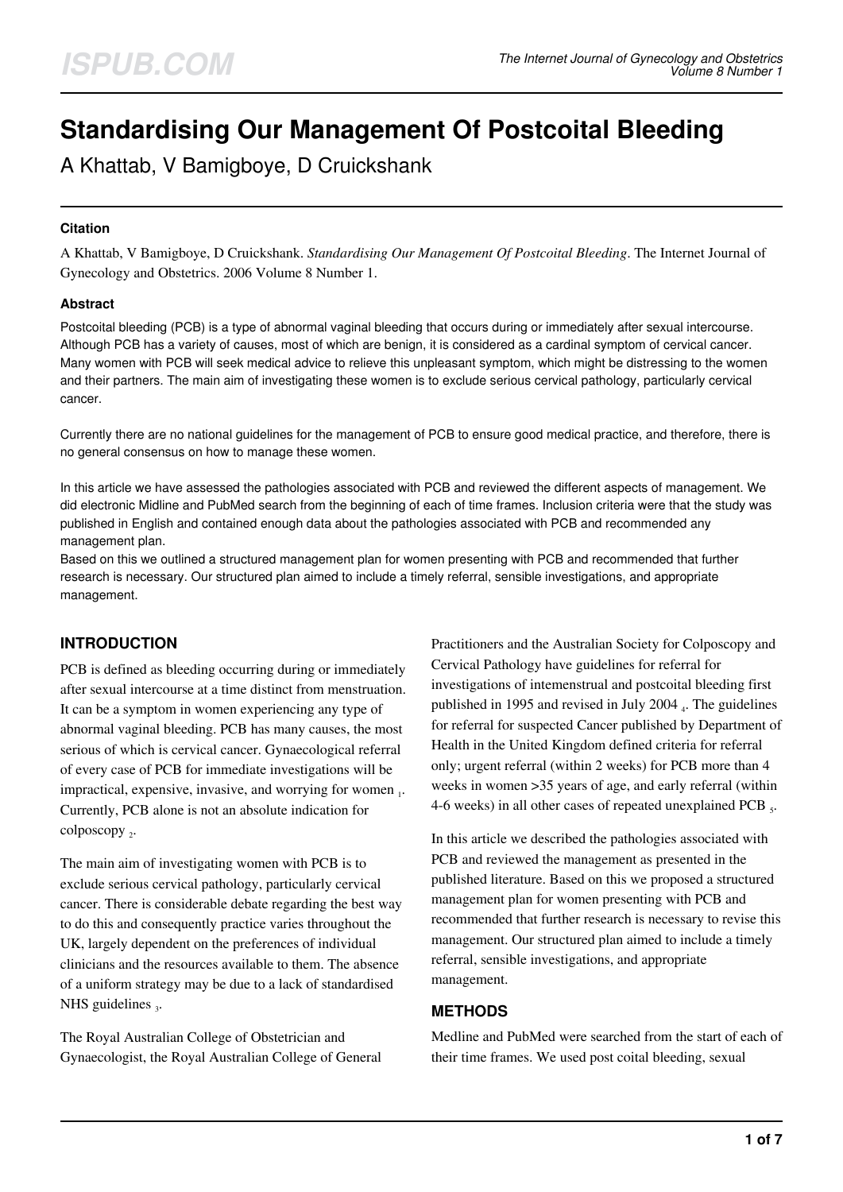# Standardising Our Management Of Postcoital Bleeding

A Khattab, V Bamigboye, D Cruickshank

### Citation

A Khattab, V Bamigboye, D Cruickshank. *Standardising Our Management Of Postcoital Bleeding*. The Internet Journal of Gynecology and Obstetrics. 2006 Volume 8 Number 1.

### Abstract

Postcoital bleeding (PCB) is a type of abnormal vaginal bleeding that occurs during or immediately after sexual intercourse. Although PCB has a variety of causes, most of which are benign, it is considered as a cardinal symptom of cervical cancer. Many women with PCB will seek medical advice to relieve this unpleasant symptom, which might be distressing to the women and their partners. The main aim of investigating these women is to exclude serious cervical pathology, particularly cervical cancer.

Currently there are no national guidelines for the management of PCB to ensure good medical practice, and therefore, there is no general consensus on how to manage these women.

In this article we have assessed the pathologies associated with PCB and reviewed the different aspects of management. We did electronic Midline and PubMed search from the beginning of each of time frames. Inclusion criteria were that the study was published in English and contained enough data about the pathologies associated with PCB and recommended any management plan.
Based on this we outlined a structured management plan for women presenting with PCB and recommended that further research is necessary. Our structured plan aimed to include a timely referral, sensible investigations, and appropriate management.

## INTRODUCTION

PCB is defined as bleeding occurring during or immediately after sexual intercourse at a time distinct from menstruation. It can be a symptom in women experiencing any type of abnormal vaginal bleeding. PCB has many causes, the most serious of which is cervical cancer. Gynaecological referral of every case of PCB for immediate investigations will be impractical, expensive, invasive, and worrying for women [1]. Currently, PCB alone is not an absolute indication for colposcopy [2].

The main aim of investigating women with PCB is to exclude serious cervical pathology, particularly cervical cancer. There is considerable debate regarding the best way to do this and consequently practice varies throughout the UK, largely dependent on the preferences of individual clinicians and the resources available to them. The absence of a uniform strategy may be due to a lack of standardised NHS guidelines [3].

The Royal Australian College of Obstetrician and Gynaecologist, the Royal Australian College of General Practitioners and the Australian Society for Colposcopy and Cervical Pathology have guidelines for referral for investigations of intemenstrual and postcoital bleeding first published in 1995 and revised in July 2004 [4]. The guidelines for referral for suspected Cancer published by Department of Health in the United Kingdom defined criteria for referral only; urgent referral (within 2 weeks) for PCB more than 4 weeks in women >35 years of age, and early referral (within 4-6 weeks) in all other cases of repeated unexplained PCB [5].

In this article we described the pathologies associated with PCB and reviewed the management as presented in the published literature. Based on this we proposed a structured management plan for women presenting with PCB and recommended that further research is necessary to revise this management. Our structured plan aimed to include a timely referral, sensible investigations, and appropriate management.

## METHODS

Medline and PubMed were searched from the start of each of their time frames. We used post coital bleeding, sexual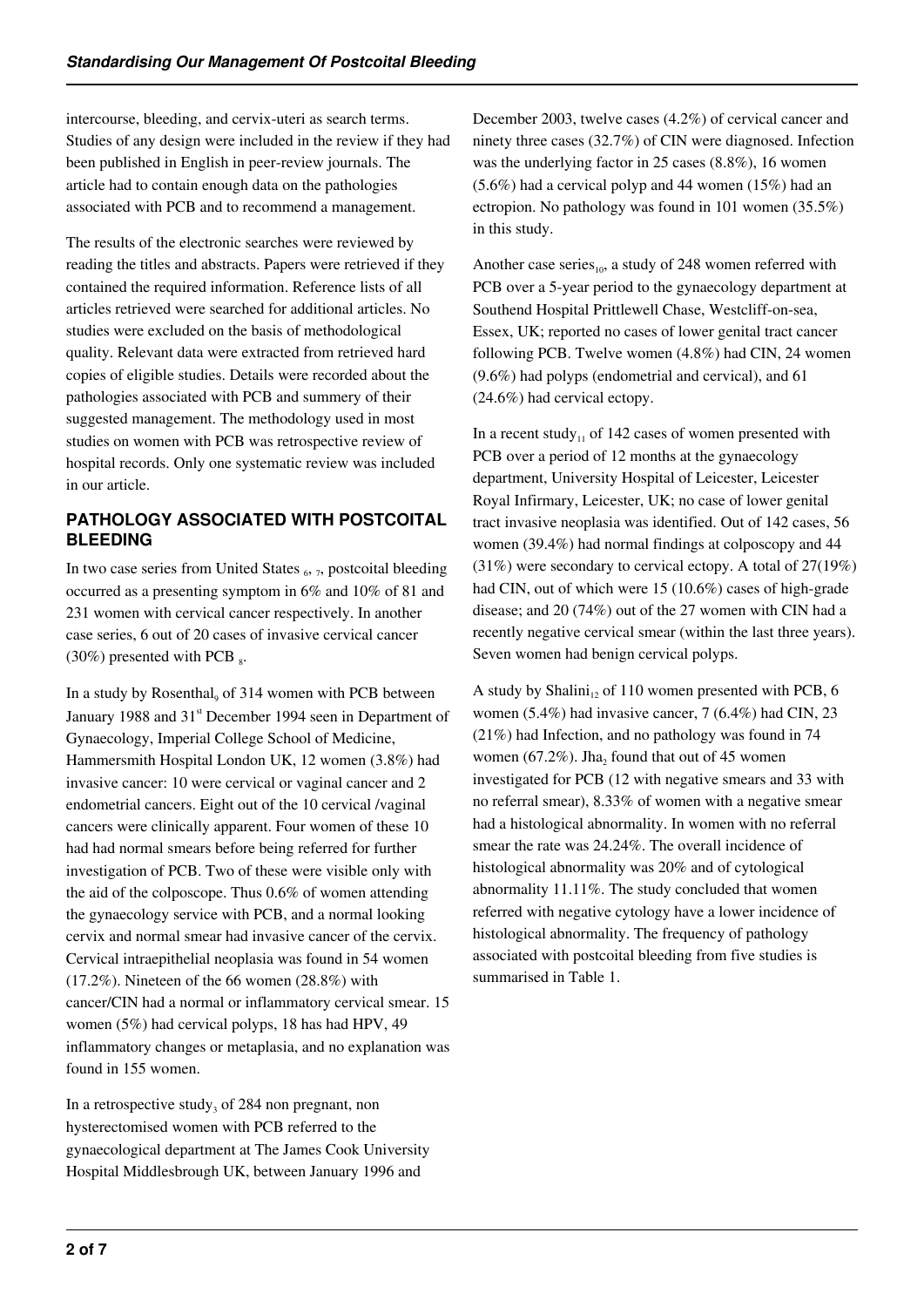intercourse, bleeding, and cervix-uteri as search terms. Studies of any design were included in the review if they had been published in English in peer-review journals. The article had to contain enough data on the pathologies associated with PCB and to recommend a management.

The results of the electronic searches were reviewed by reading the titles and abstracts. Papers were retrieved if they contained the required information. Reference lists of all articles retrieved were searched for additional articles. No studies were excluded on the basis of methodological quality. Relevant data were extracted from retrieved hard copies of eligible studies. Details were recorded about the pathologies associated with PCB and summery of their suggested management. The methodology used in most studies on women with PCB was retrospective review of hospital records. Only one systematic review was included in our article.

## PATHOLOGY ASSOCIATED WITH POSTCOITAL BLEEDING

In two case series from United States [6, 7], postcoital bleeding occurred as a presenting symptom in 6% and 10% of 81 and 231 women with cervical cancer respectively. In another case series, 6 out of 20 cases of invasive cervical cancer (30%) presented with PCB [8].

In a study by Rosenthal[9] of 314 women with PCB between January 1988 and 31st December 1994 seen in Department of Gynaecology, Imperial College School of Medicine, Hammersmith Hospital London UK, 12 women (3.8%) had invasive cancer: 10 were cervical or vaginal cancer and 2 endometrial cancers. Eight out of the 10 cervical /vaginal cancers were clinically apparent. Four women of these 10 had had normal smears before being referred for further investigation of PCB. Two of these were visible only with the aid of the colposcope. Thus 0.6% of women attending the gynaecology service with PCB, and a normal looking cervix and normal smear had invasive cancer of the cervix. Cervical intraepithelial neoplasia was found in 54 women (17.2%). Nineteen of the 66 women (28.8%) with cancer/CIN had a normal or inflammatory cervical smear. 15 women (5%) had cervical polyps, 18 has had HPV, 49 inflammatory changes or metaplasia, and no explanation was found in 155 women.

In a retrospective study[3] of 284 non pregnant, non hysterectomised women with PCB referred to the gynaecological department at The James Cook University Hospital Middlesbrough UK, between January 1996 and December 2003, twelve cases (4.2%) of cervical cancer and ninety three cases (32.7%) of CIN were diagnosed. Infection was the underlying factor in 25 cases (8.8%), 16 women (5.6%) had a cervical polyp and 44 women (15%) had an ectropion. No pathology was found in 101 women (35.5%) in this study.

Another case series[10], a study of 248 women referred with PCB over a 5-year period to the gynaecology department at Southend Hospital Prittlewell Chase, Westcliff-on-sea, Essex, UK; reported no cases of lower genital tract cancer following PCB. Twelve women (4.8%) had CIN, 24 women (9.6%) had polyps (endometrial and cervical), and 61 (24.6%) had cervical ectopy.

In a recent study[11] of 142 cases of women presented with PCB over a period of 12 months at the gynaecology department, University Hospital of Leicester, Leicester Royal Infirmary, Leicester, UK; no case of lower genital tract invasive neoplasia was identified. Out of 142 cases, 56 women (39.4%) had normal findings at colposcopy and 44 (31%) were secondary to cervical ectopy. A total of 27(19%) had CIN, out of which were 15 (10.6%) cases of high-grade disease; and 20 (74%) out of the 27 women with CIN had a recently negative cervical smear (within the last three years). Seven women had benign cervical polyps.

A study by Shalini[12] of 110 women presented with PCB, 6 women (5.4%) had invasive cancer, 7 (6.4%) had CIN, 23 (21%) had Infection, and no pathology was found in 74 women (67.2%). Jha[2] found that out of 45 women investigated for PCB (12 with negative smears and 33 with no referral smear), 8.33% of women with a negative smear had a histological abnormality. In women with no referral smear the rate was 24.24%. The overall incidence of histological abnormality was 20% and of cytological abnormality 11.11%. The study concluded that women referred with negative cytology have a lower incidence of histological abnormality. The frequency of pathology associated with postcoital bleeding from five studies is summarised in Table 1.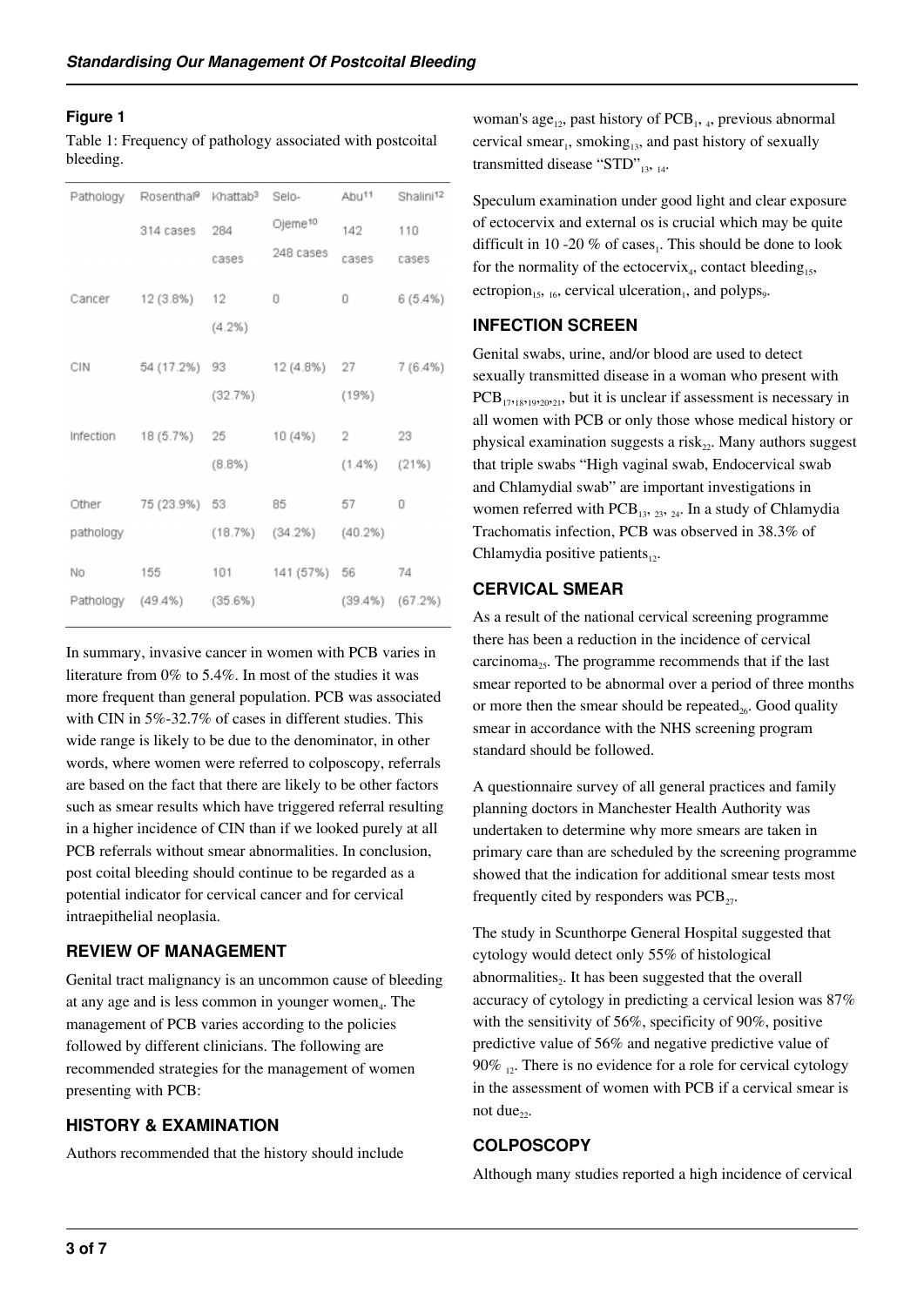### Figure 1

Table 1: Frequency of pathology associated with postcoital bleeding.

| Pathology | Rosenthal[9] 314 cases | Khattab[3] 284 cases | Selo-Ojeme[10] 248 cases | Abu[11] 142 cases | Shalini[12] 110 cases |
|---|---|---|---|---|---|
| Cancer | 12 (3.8%) | 12 (4.2%) | 0 | 0 | 6 (5.4%) |
| CIN | 54 (17.2%) | 93 (32.7%) | 12 (4.8%) | 27 (19%) | 7 (6.4%) |
| Infection | 18 (5.7%) | 25 (8.8%) | 10 (4%) | 2 (1.4%) | 23 (21%) |
| Other pathology | 75 (23.9%) | 53 (18.7%) | 85 (34.2%) | 57 (40.2%) | 0 |
| No Pathology | 155 (49.4%) | 101 (35.6%) | 141 (57%) | 56 (39.4%) | 74 (67.2%) |

In summary, invasive cancer in women with PCB varies in literature from 0% to 5.4%. In most of the studies it was more frequent than general population. PCB was associated with CIN in 5%-32.7% of cases in different studies. This wide range is likely to be due to the denominator, in other words, where women were referred to colposcopy, referrals are based on the fact that there are likely to be other factors such as smear results which have triggered referral resulting in a higher incidence of CIN than if we looked purely at all PCB referrals without smear abnormalities. In conclusion, post coital bleeding should continue to be regarded as a potential indicator for cervical cancer and for cervical intraepithelial neoplasia.

## REVIEW OF MANAGEMENT

Genital tract malignancy is an uncommon cause of bleeding at any age and is less common in younger women[4]. The management of PCB varies according to the policies followed by different clinicians. The following are recommended strategies for the management of women presenting with PCB:

## HISTORY & EXAMINATION

Authors recommended that the history should include woman's age[12], past history of PCB[1, 4], previous abnormal cervical smear[1], smoking[13], and past history of sexually transmitted disease "STD"[13, 14].

Speculum examination under good light and clear exposure of ectocervix and external os is crucial which may be quite difficult in 10 -20 % of cases[1]. This should be done to look for the normality of the ectocervix[4], contact bleeding[15], ectropion[15, 16], cervical ulceration[1], and polyps[9].

## INFECTION SCREEN

Genital swabs, urine, and/or blood are used to detect sexually transmitted disease in a woman who present with PCB[17,18,19,20,21], but it is unclear if assessment is necessary in all women with PCB or only those whose medical history or physical examination suggests a risk[22]. Many authors suggest that triple swabs "High vaginal swab, Endocervical swab and Chlamydial swab" are important investigations in women referred with PCB[13, 23, 24]. In a study of Chlamydia Trachomatis infection, PCB was observed in 38.3% of Chlamydia positive patients[12].

## CERVICAL SMEAR

As a result of the national cervical screening programme there has been a reduction in the incidence of cervical carcinoma[25]. The programme recommends that if the last smear reported to be abnormal over a period of three months or more then the smear should be repeated[26]. Good quality smear in accordance with the NHS screening program standard should be followed.

A questionnaire survey of all general practices and family planning doctors in Manchester Health Authority was undertaken to determine why more smears are taken in primary care than are scheduled by the screening programme showed that the indication for additional smear tests most frequently cited by responders was PCB[27].

The study in Scunthorpe General Hospital suggested that cytology would detect only 55% of histological abnormalities[2]. It has been suggested that the overall accuracy of cytology in predicting a cervical lesion was 87% with the sensitivity of 56%, specificity of 90%, positive predictive value of 56% and negative predictive value of 90% [12]. There is no evidence for a role for cervical cytology in the assessment of women with PCB if a cervical smear is not due[22].

## COLPOSCOPY

Although many studies reported a high incidence of cervical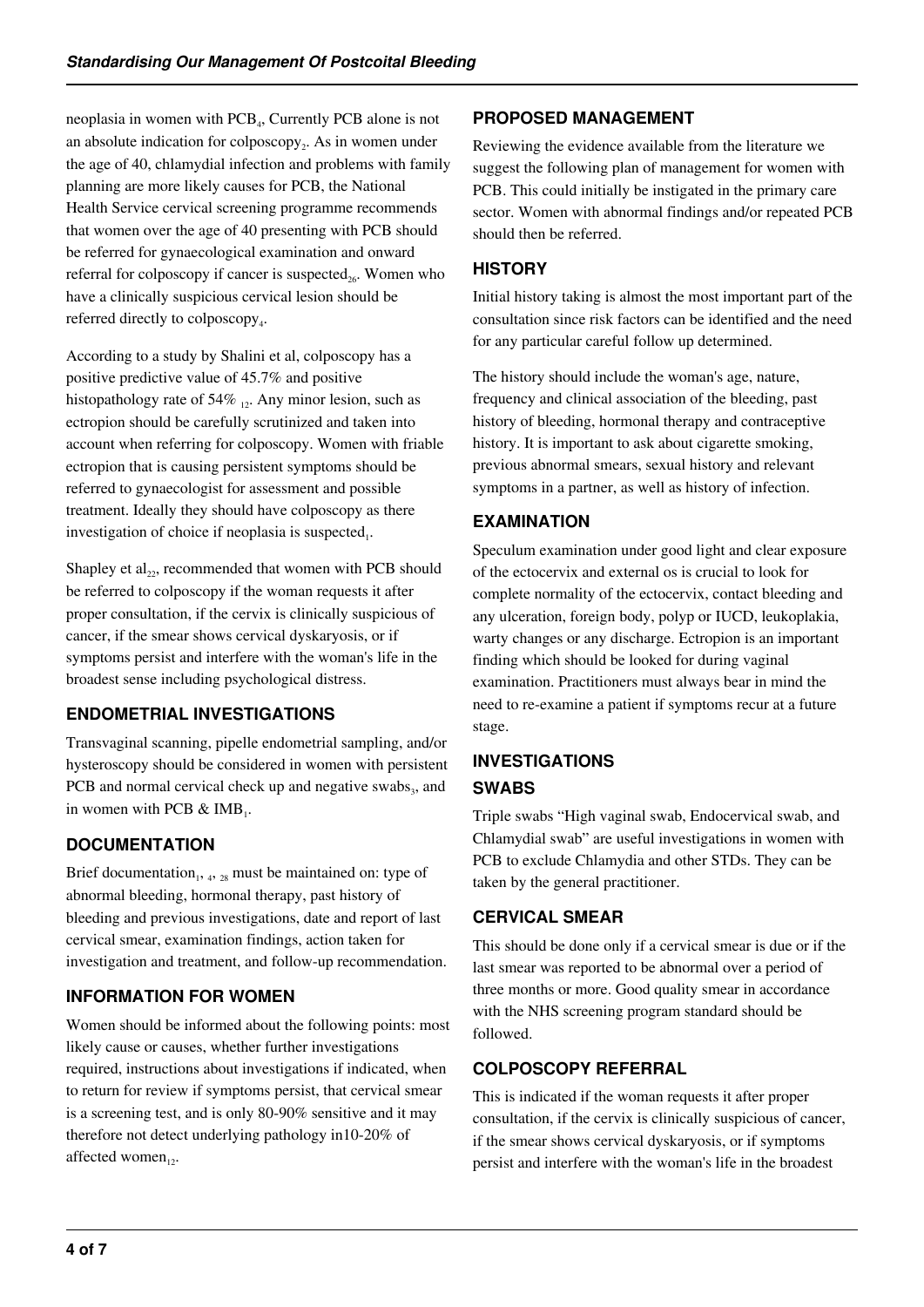neoplasia in women with PCB[4], Currently PCB alone is not an absolute indication for colposcopy[2]. As in women under the age of 40, chlamydial infection and problems with family planning are more likely causes for PCB, the National Health Service cervical screening programme recommends that women over the age of 40 presenting with PCB should be referred for gynaecological examination and onward referral for colposcopy if cancer is suspected[26]. Women who have a clinically suspicious cervical lesion should be referred directly to colposcopy[4].

According to a study by Shalini et al, colposcopy has a positive predictive value of 45.7% and positive histopathology rate of 54% [12]. Any minor lesion, such as ectropion should be carefully scrutinized and taken into account when referring for colposcopy. Women with friable ectropion that is causing persistent symptoms should be referred to gynaecologist for assessment and possible treatment. Ideally they should have colposcopy as there investigation of choice if neoplasia is suspected[1].

Shapley et al[22], recommended that women with PCB should be referred to colposcopy if the woman requests it after proper consultation, if the cervix is clinically suspicious of cancer, if the smear shows cervical dyskaryosis, or if symptoms persist and interfere with the woman's life in the broadest sense including psychological distress.

## ENDOMETRIAL INVESTIGATIONS

Transvaginal scanning, pipelle endometrial sampling, and/or hysteroscopy should be considered in women with persistent PCB and normal cervical check up and negative swabs[3], and in women with PCB & IMB[1].

## DOCUMENTATION

Brief documentation[1, 4, 28] must be maintained on: type of abnormal bleeding, hormonal therapy, past history of bleeding and previous investigations, date and report of last cervical smear, examination findings, action taken for investigation and treatment, and follow-up recommendation.

## INFORMATION FOR WOMEN

Women should be informed about the following points: most likely cause or causes, whether further investigations required, instructions about investigations if indicated, when to return for review if symptoms persist, that cervical smear is a screening test, and is only 80-90% sensitive and it may therefore not detect underlying pathology in10-20% of affected women[12].

## PROPOSED MANAGEMENT

Reviewing the evidence available from the literature we suggest the following plan of management for women with PCB. This could initially be instigated in the primary care sector. Women with abnormal findings and/or repeated PCB should then be referred.

## HISTORY

Initial history taking is almost the most important part of the consultation since risk factors can be identified and the need for any particular careful follow up determined.

The history should include the woman's age, nature, frequency and clinical association of the bleeding, past history of bleeding, hormonal therapy and contraceptive history. It is important to ask about cigarette smoking, previous abnormal smears, sexual history and relevant symptoms in a partner, as well as history of infection.

## EXAMINATION

Speculum examination under good light and clear exposure of the ectocervix and external os is crucial to look for complete normality of the ectocervix, contact bleeding and any ulceration, foreign body, polyp or IUCD, leukoplakia, warty changes or any discharge. Ectropion is an important finding which should be looked for during vaginal examination. Practitioners must always bear in mind the need to re-examine a patient if symptoms recur at a future stage.

## INVESTIGATIONS

### SWABS

Triple swabs "High vaginal swab, Endocervical swab, and Chlamydial swab" are useful investigations in women with PCB to exclude Chlamydia and other STDs. They can be taken by the general practitioner.

### CERVICAL SMEAR

This should be done only if a cervical smear is due or if the last smear was reported to be abnormal over a period of three months or more. Good quality smear in accordance with the NHS screening program standard should be followed.

### COLPOSCOPY REFERRAL

This is indicated if the woman requests it after proper consultation, if the cervix is clinically suspicious of cancer, if the smear shows cervical dyskaryosis, or if symptoms persist and interfere with the woman's life in the broadest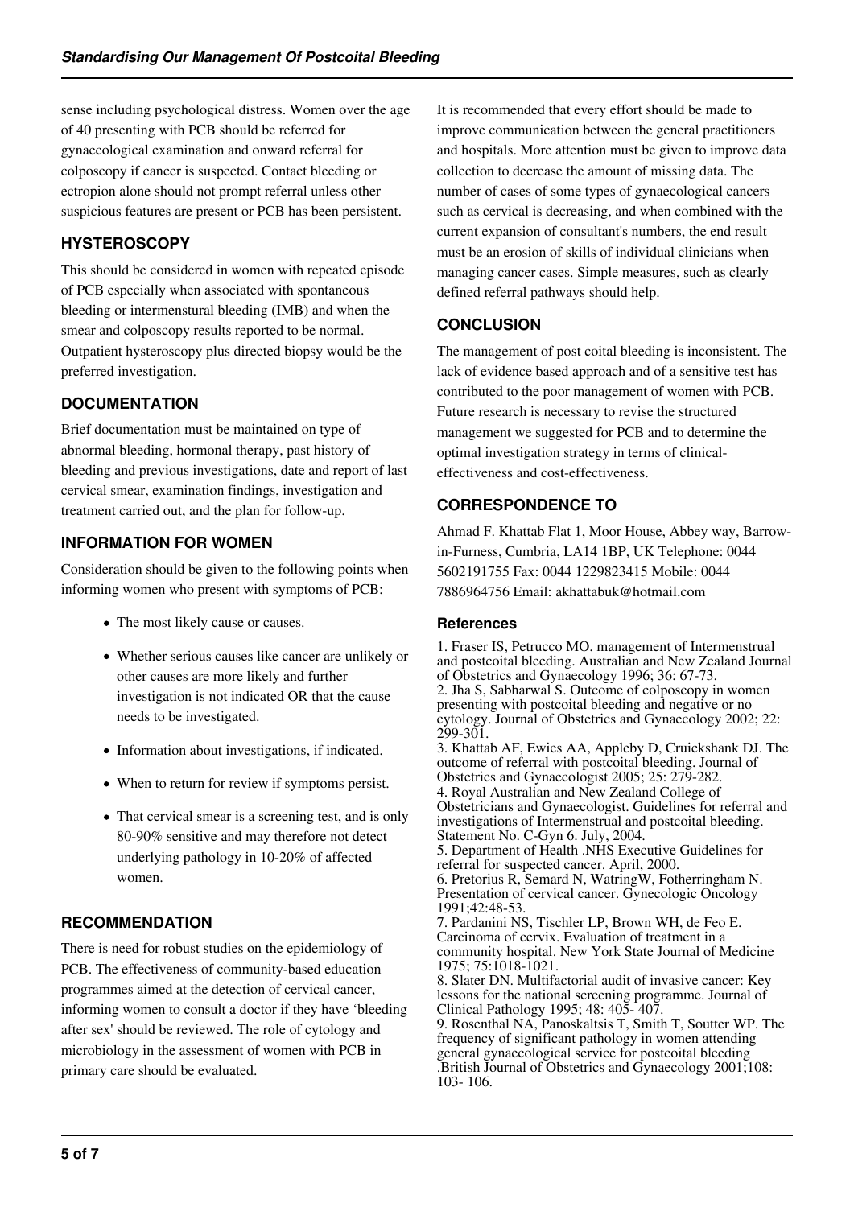sense including psychological distress. Women over the age of 40 presenting with PCB should be referred for gynaecological examination and onward referral for colposcopy if cancer is suspected. Contact bleeding or ectropion alone should not prompt referral unless other suspicious features are present or PCB has been persistent.

## HYSTEROSCOPY

This should be considered in women with repeated episode of PCB especially when associated with spontaneous bleeding or intermenstural bleeding (IMB) and when the smear and colposcopy results reported to be normal. Outpatient hysteroscopy plus directed biopsy would be the preferred investigation.

## DOCUMENTATION

Brief documentation must be maintained on type of abnormal bleeding, hormonal therapy, past history of bleeding and previous investigations, date and report of last cervical smear, examination findings, investigation and treatment carried out, and the plan for follow-up.

## INFORMATION FOR WOMEN

Consideration should be given to the following points when informing women who present with symptoms of PCB:

- The most likely cause or causes.
- Whether serious causes like cancer are unlikely or other causes are more likely and further investigation is not indicated OR that the cause needs to be investigated.
- Information about investigations, if indicated.
- When to return for review if symptoms persist.
- That cervical smear is a screening test, and is only 80-90% sensitive and may therefore not detect underlying pathology in 10-20% of affected women.

## RECOMMENDATION

There is need for robust studies on the epidemiology of PCB. The effectiveness of community-based education programmes aimed at the detection of cervical cancer, informing women to consult a doctor if they have 'bleeding after sex' should be reviewed. The role of cytology and microbiology in the assessment of women with PCB in primary care should be evaluated.

It is recommended that every effort should be made to improve communication between the general practitioners and hospitals. More attention must be given to improve data collection to decrease the amount of missing data. The number of cases of some types of gynaecological cancers such as cervical is decreasing, and when combined with the current expansion of consultant's numbers, the end result must be an erosion of skills of individual clinicians when managing cancer cases. Simple measures, such as clearly defined referral pathways should help.

## CONCLUSION

The management of post coital bleeding is inconsistent. The lack of evidence based approach and of a sensitive test has contributed to the poor management of women with PCB. Future research is necessary to revise the structured management we suggested for PCB and to determine the optimal investigation strategy in terms of clinical-effectiveness and cost-effectiveness.

## CORRESPONDENCE TO

Ahmad F. Khattab Flat 1, Moor House, Abbey way, Barrow-in-Furness, Cumbria, LA14 1BP, UK Telephone: 0044 5602191755 Fax: 0044 1229823415 Mobile: 0044 7886964756 Email: akhattabuk@hotmail.com

### References

1. Fraser IS, Petrucco MO. management of Intermenstrual and postcoital bleeding. Australian and New Zealand Journal of Obstetrics and Gynaecology 1996; 36: 67-73.
2. Jha S, Sabharwal S. Outcome of colposcopy in women presenting with postcoital bleeding and negative or no cytology. Journal of Obstetrics and Gynaecology 2002; 22: 299-301.
3. Khattab AF, Ewies AA, Appleby D, Cruickshank DJ. The outcome of referral with postcoital bleeding. Journal of Obstetrics and Gynaecologist 2005; 25: 279-282.
4. Royal Australian and New Zealand College of Obstetricians and Gynaecologist. Guidelines for referral and investigations of Intermenstrual and postcoital bleeding. Statement No. C-Gyn 6. July, 2004.
5. Department of Health .NHS Executive Guidelines for referral for suspected cancer. April, 2000.
6. Pretorius R, Semard N, WatringW, Fotherringham N. Presentation of cervical cancer. Gynecologic Oncology 1991;42:48-53.
7. Pardanini NS, Tischler LP, Brown WH, de Feo E. Carcinoma of cervix. Evaluation of treatment in a community hospital. New York State Journal of Medicine 1975; 75:1018-1021.
8. Slater DN. Multifactorial audit of invasive cancer: Key lessons for the national screening programme. Journal of Clinical Pathology 1995; 48: 405- 407.
9. Rosenthal NA, Panoskaltsis T, Smith T, Soutter WP. The frequency of significant pathology in women attending general gynaecological service for postcoital bleeding .British Journal of Obstetrics and Gynaecology 2001;108: 103- 106.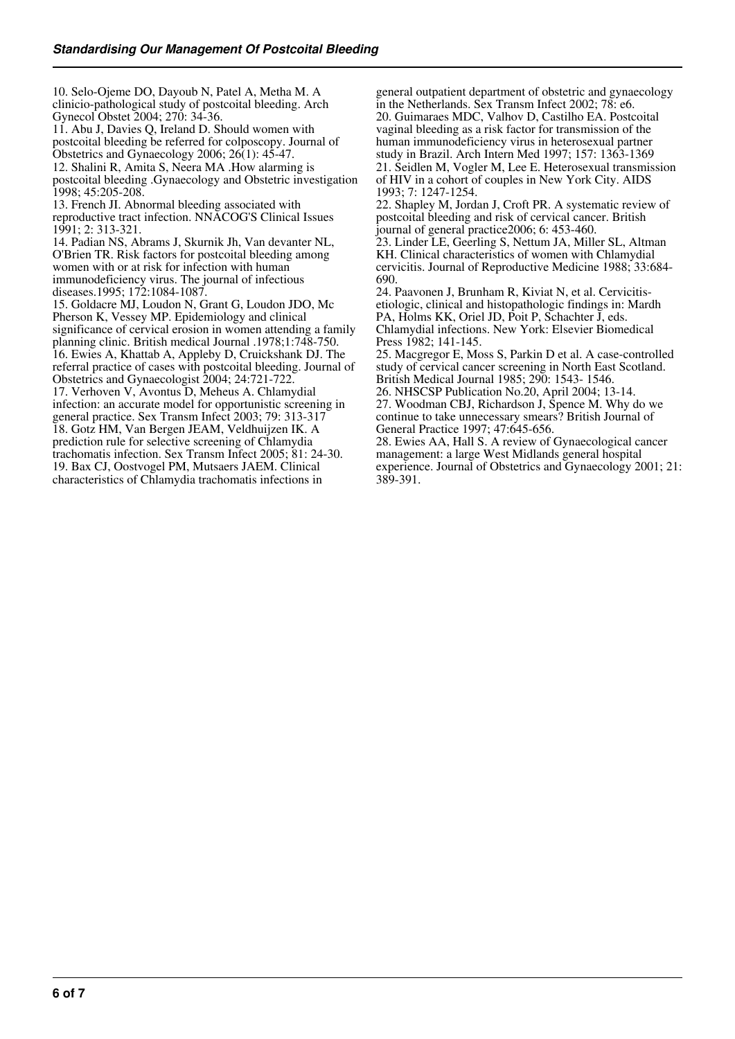10. Selo-Ojeme DO, Dayoub N, Patel A, Metha M. A clinicio-pathological study of postcoital bleeding. Arch Gynecol Obstet 2004; 270: 34-36.
11. Abu J, Davies Q, Ireland D. Should women with postcoital bleeding be referred for colposcopy. Journal of Obstetrics and Gynaecology 2006; 26(1): 45-47.
12. Shalini R, Amita S, Neera MA .How alarming is postcoital bleeding .Gynaecology and Obstetric investigation 1998; 45:205-208.
13. French JI. Abnormal bleeding associated with reproductive tract infection. NNACOG'S Clinical Issues 1991; 2: 313-321.
14. Padian NS, Abrams J, Skurnik Jh, Van devanter NL, O'Brien TR. Risk factors for postcoital bleeding among women with or at risk for infection with human immunodeficiency virus. The journal of infectious diseases.1995; 172:1084-1087.
15. Goldacre MJ, Loudon N, Grant G, Loudon JDO, Mc Pherson K, Vessey MP. Epidemiology and clinical significance of cervical erosion in women attending a family planning clinic. British medical Journal .1978;1:748-750.
16. Ewies A, Khattab A, Appleby D, Cruickshank DJ. The referral practice of cases with postcoital bleeding. Journal of Obstetrics and Gynaecologist 2004; 24:721-722.
17. Verhoven V, Avontus D, Meheus A. Chlamydial infection: an accurate model for opportunistic screening in general practice. Sex Transm Infect 2003; 79: 313-317
18. Gotz HM, Van Bergen JEAM, Veldhuijzen IK. A prediction rule for selective screening of Chlamydia trachomatis infection. Sex Transm Infect 2005; 81: 24-30.
19. Bax CJ, Oostvogel PM, Mutsaers JAEM. Clinical characteristics of Chlamydia trachomatis infections in general outpatient department of obstetric and gynaecology in the Netherlands. Sex Transm Infect 2002; 78: e6.
20. Guimaraes MDC, Valhov D, Castilho EA. Postcoital vaginal bleeding as a risk factor for transmission of the human immunodeficiency virus in heterosexual partner study in Brazil. Arch Intern Med 1997; 157: 1363-1369
21. Seidlen M, Vogler M, Lee E. Heterosexual transmission of HIV in a cohort of couples in New York City. AIDS 1993; 7: 1247-1254.
22. Shapley M, Jordan J, Croft PR. A systematic review of postcoital bleeding and risk of cervical cancer. British journal of general practice2006; 6: 453-460.
23. Linder LE, Geerling S, Nettum JA, Miller SL, Altman KH. Clinical characteristics of women with Chlamydial cervicitis. Journal of Reproductive Medicine 1988; 33:684-690.
24. Paavonen J, Brunham R, Kiviat N, et al. Cervicitis-etiologic, clinical and histopathologic findings in: Mardh PA, Holms KK, Oriel JD, Poit P, Schachter J, eds. Chlamydial infections. New York: Elsevier Biomedical Press 1982; 141-145.
25. Macgregor E, Moss S, Parkin D et al. A case-controlled study of cervical cancer screening in North East Scotland. British Medical Journal 1985; 290: 1543- 1546.
26. NHSCSP Publication No.20, April 2004; 13-14.
27. Woodman CBJ, Richardson J, Spence M. Why do we continue to take unnecessary smears? British Journal of General Practice 1997; 47:645-656.
28. Ewies AA, Hall S. A review of Gynaecological cancer management: a large West Midlands general hospital experience. Journal of Obstetrics and Gynaecology 2001; 21: 389-391.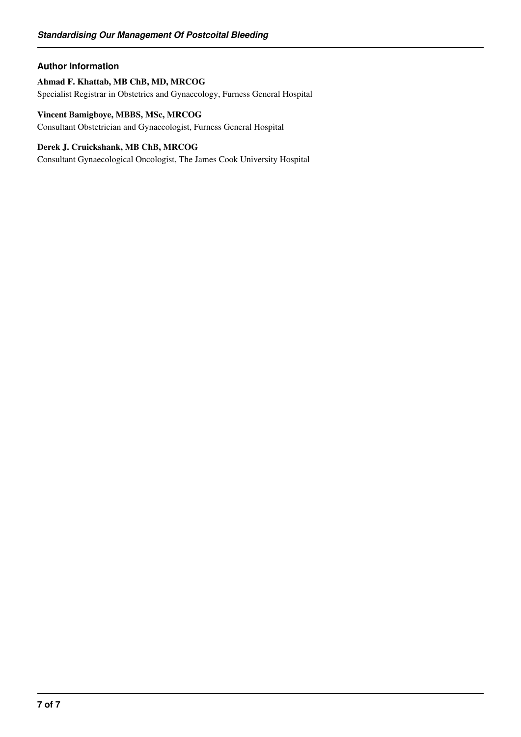## Author Information

**Ahmad F. Khattab, MB ChB, MD, MRCOG**
Specialist Registrar in Obstetrics and Gynaecology, Furness General Hospital

**Vincent Bamigboye, MBBS, MSc, MRCOG**
Consultant Obstetrician and Gynaecologist, Furness General Hospital

**Derek J. Cruickshank, MB ChB, MRCOG**
Consultant Gynaecological Oncologist, The James Cook University Hospital